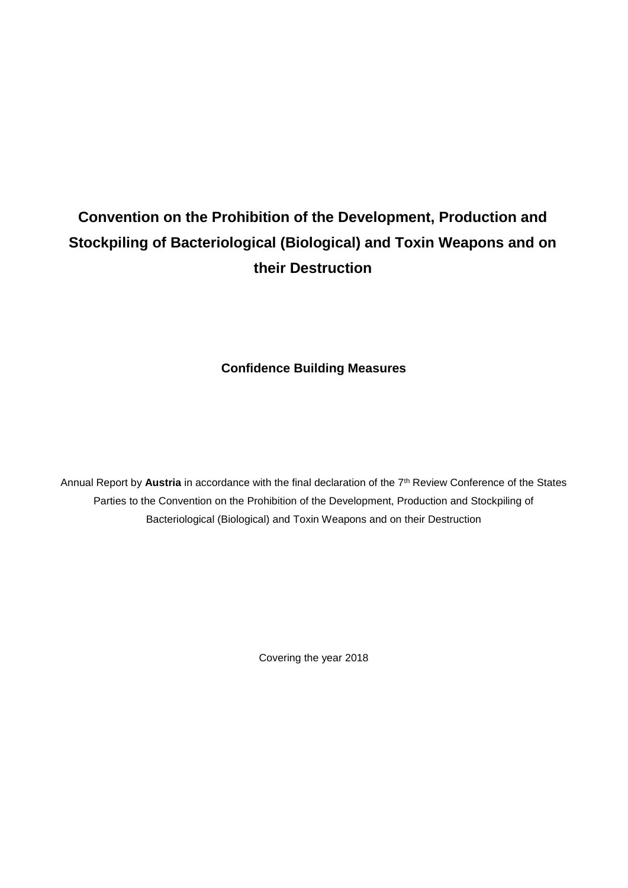# Convention on the Prohibition of the Development, Production and Stockpiling of Bacteriological (Biological) and Toxin Weapons and on their Destruction

**Confidence Building Measures**

Annual Report by **Austria** in accordance with the final declaration of the 7th Review Conference of the States Parties to the Convention on the Prohibition of the Development, Production and Stockpiling of Bacteriological (Biological) and Toxin Weapons and on their Destruction

Covering the year 2018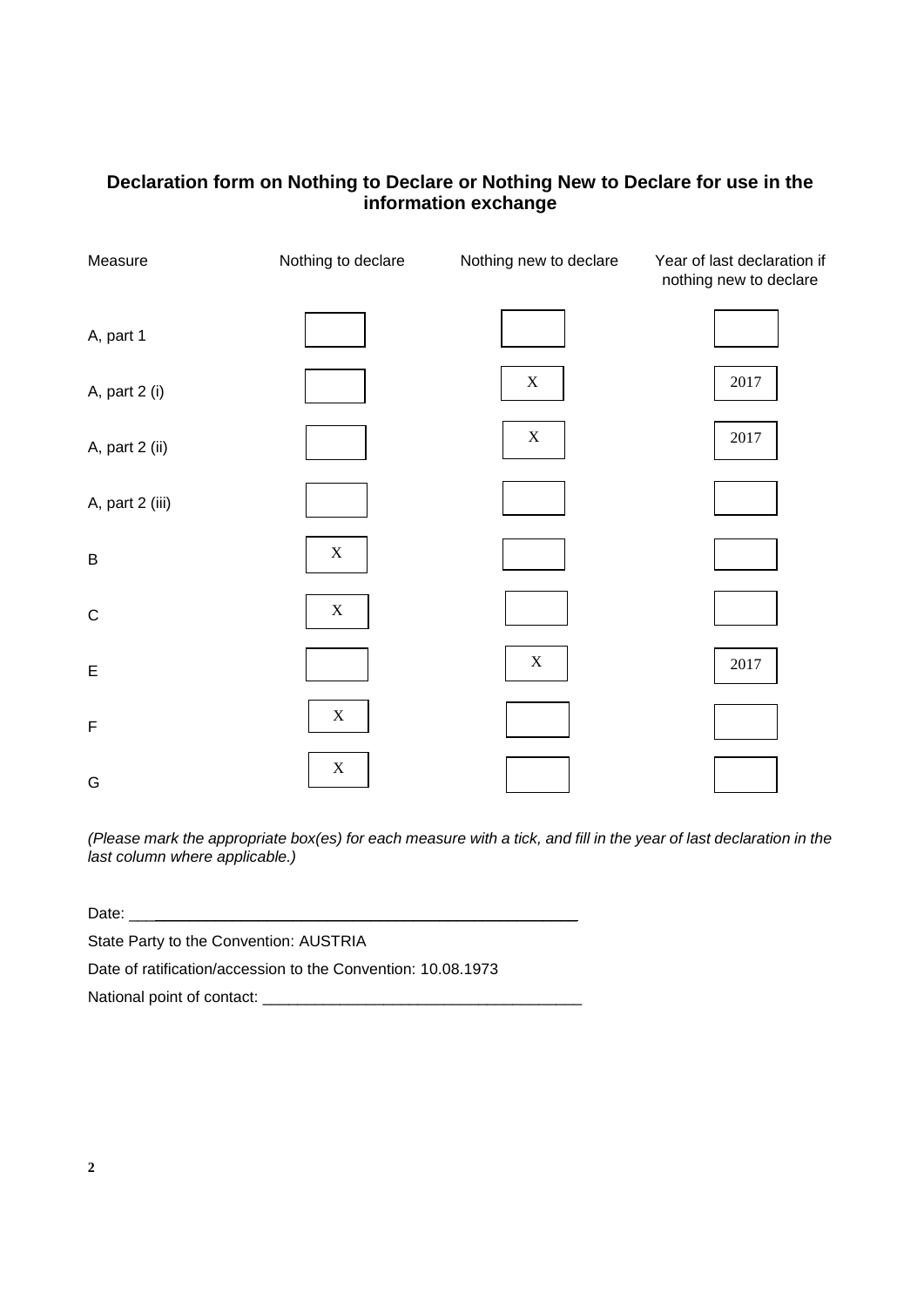**Declaration form on Nothing to Declare or Nothing New to Declare for use in the information exchange**

| Measure | Nothing to declare | Nothing new to declare | Year of last declaration if nothing new to declare |
| --- | --- | --- | --- |
| A, part 1 | | | |
| A, part 2 (i) | | X | 2017 |
| A, part 2 (ii) | | X | 2017 |
| A, part 2 (iii) | | | |
| B | X | | |
| C | X | | |
| E | | X | 2017 |
| F | X | | |
| G | X | | |

*(Please mark the appropriate box(es) for each measure with a tick, and fill in the year of last declaration in the last column where applicable.)*

Date: ___________________________________________________

State Party to the Convention: AUSTRIA

Date of ratification/accession to the Convention: 10.08.1973

National point of contact: _____________________________________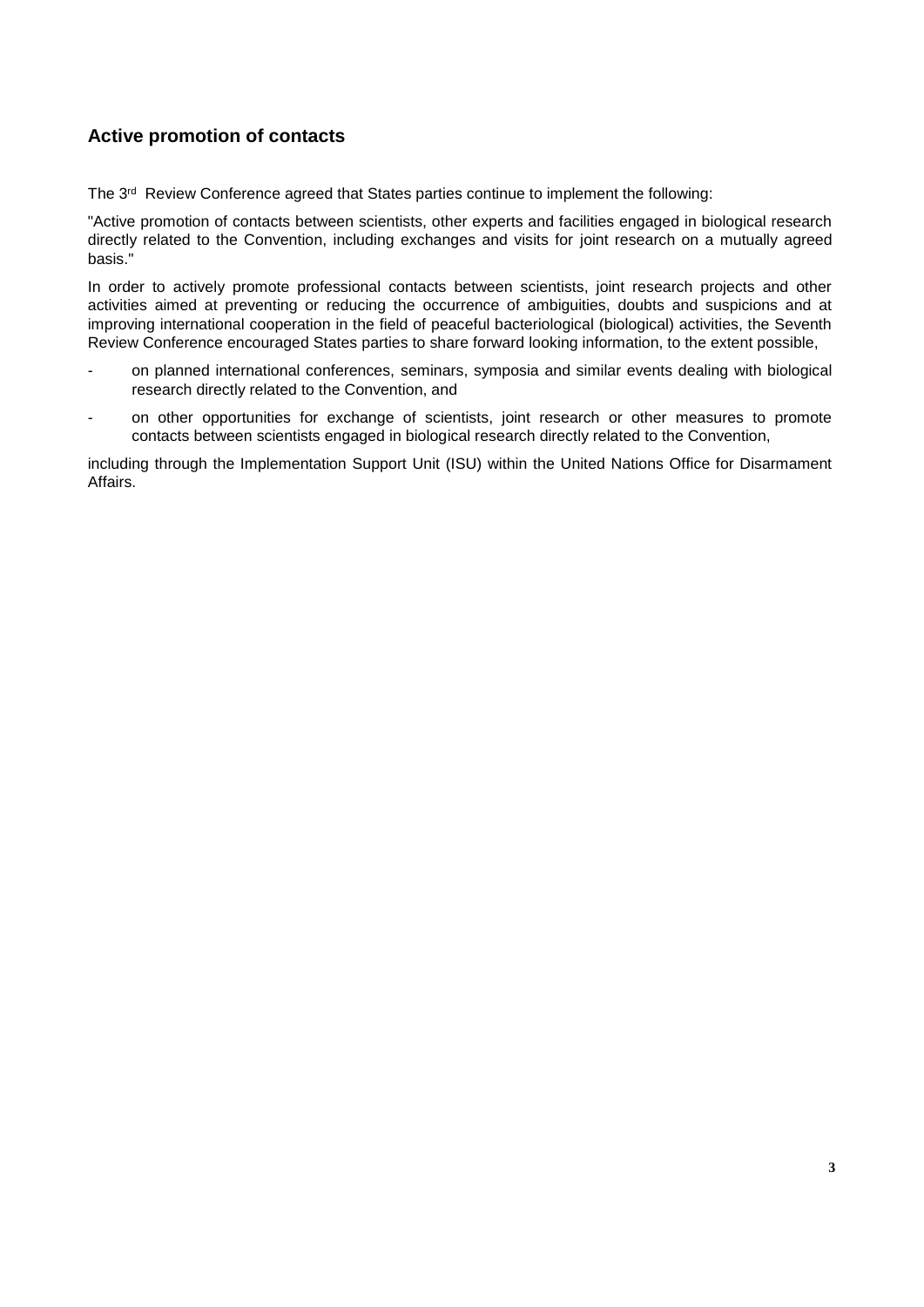## Active promotion of contacts

The 3rd Review Conference agreed that States parties continue to implement the following:

"Active promotion of contacts between scientists, other experts and facilities engaged in biological research directly related to the Convention, including exchanges and visits for joint research on a mutually agreed basis."

In order to actively promote professional contacts between scientists, joint research projects and other activities aimed at preventing or reducing the occurrence of ambiguities, doubts and suspicions and at improving international cooperation in the field of peaceful bacteriological (biological) activities, the Seventh Review Conference encouraged States parties to share forward looking information, to the extent possible,

- on planned international conferences, seminars, symposia and similar events dealing with biological research directly related to the Convention, and
- on other opportunities for exchange of scientists, joint research or other measures to promote contacts between scientists engaged in biological research directly related to the Convention,

including through the Implementation Support Unit (ISU) within the United Nations Office for Disarmament Affairs.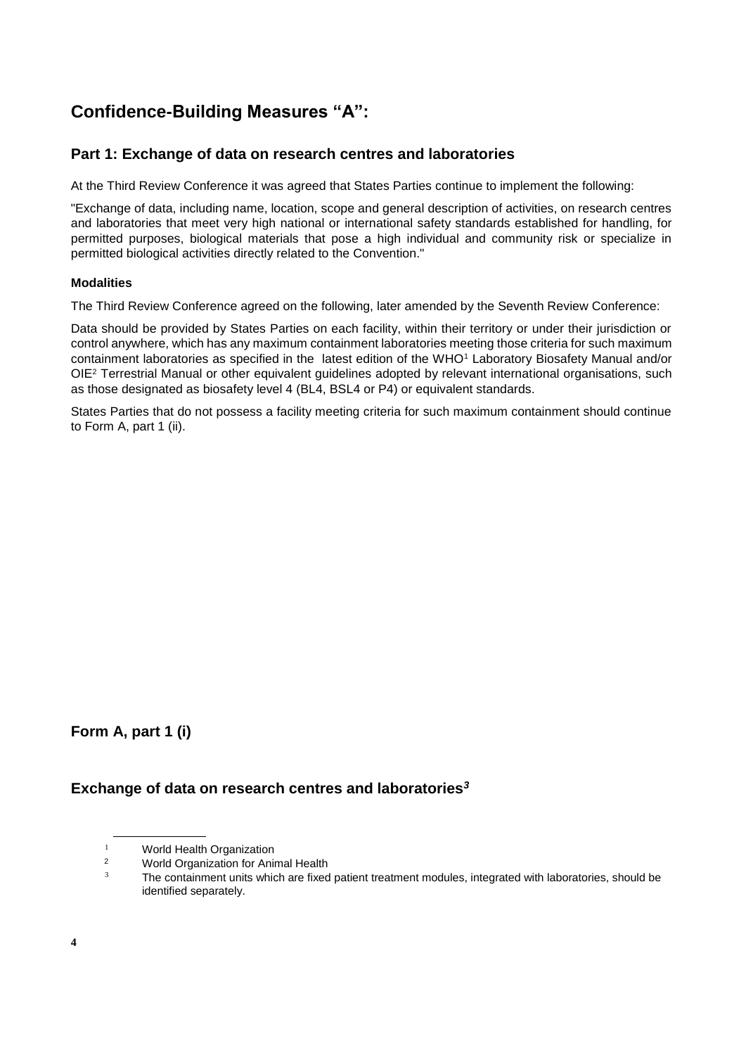# Confidence-Building Measures "A":

## Part 1: Exchange of data on research centres and laboratories

At the Third Review Conference it was agreed that States Parties continue to implement the following:

"Exchange of data, including name, location, scope and general description of activities, on research centres and laboratories that meet very high national or international safety standards established for handling, for permitted purposes, biological materials that pose a high individual and community risk or specialize in permitted biological activities directly related to the Convention."

#### Modalities

The Third Review Conference agreed on the following, later amended by the Seventh Review Conference:

Data should be provided by States Parties on each facility, within their territory or under their jurisdiction or control anywhere, which has any maximum containment laboratories meeting those criteria for such maximum containment laboratories as specified in the latest edition of the WHO[1] Laboratory Biosafety Manual and/or OIE[2] Terrestrial Manual or other equivalent guidelines adopted by relevant international organisations, such as those designated as biosafety level 4 (BL4, BSL4 or P4) or equivalent standards.

States Parties that do not possess a facility meeting criteria for such maximum containment should continue to Form A, part 1 (ii).

### Form A, part 1 (i)

### Exchange of data on research centres and laboratories[3]

---

[1] World Health Organization

[2] World Organization for Animal Health

[3] The containment units which are fixed patient treatment modules, integrated with laboratories, should be identified separately.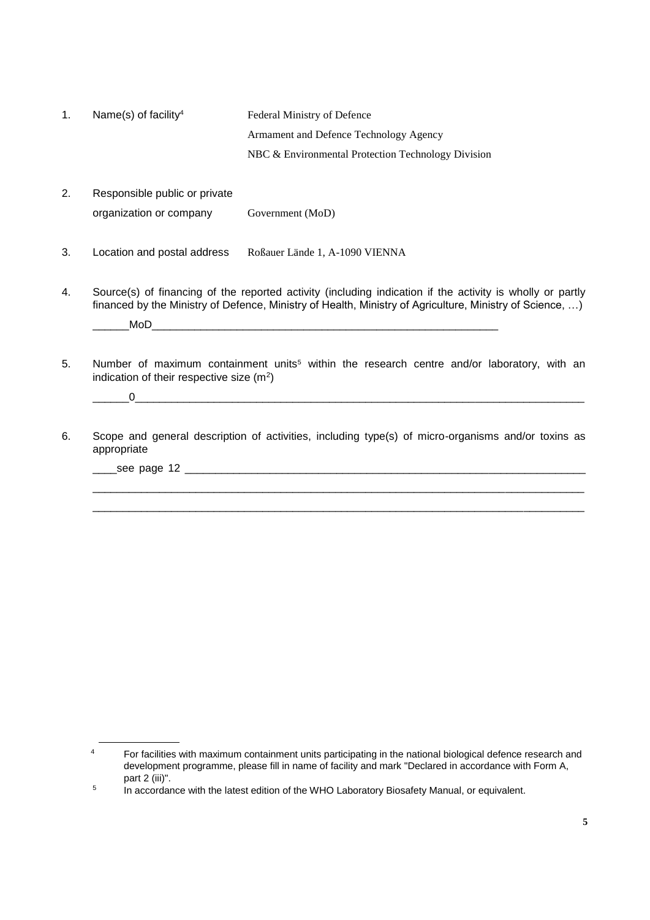1. Name(s) of facility[4] Federal Ministry of Defence
   Armament and Defence Technology Agency
   NBC & Environmental Protection Technology Division

2. Responsible public or private organization or company Government (MoD)

3. Location and postal address Roßauer Lände 1, A-1090 VIENNA

4. Source(s) of financing of the reported activity (including indication if the activity is wholly or partly financed by the Ministry of Defence, Ministry of Health, Ministry of Agriculture, Ministry of Science, …)

   ______MoD__________________________________________________________

5. Number of maximum containment units[5] within the research centre and/or laboratory, with an indication of their respective size ($m^2$)

   ______0____________________________________________________________

6. Scope and general description of activities, including type(s) of micro-organisms and/or toxins as appropriate

   ____see page 12 _____________________________________________________

   ____________________________________________________________________

   ____________________________________________________________________

---

[4] For facilities with maximum containment units participating in the national biological defence research and development programme, please fill in name of facility and mark "Declared in accordance with Form A, part 2 (iii)".

[5] In accordance with the latest edition of the WHO Laboratory Biosafety Manual, or equivalent.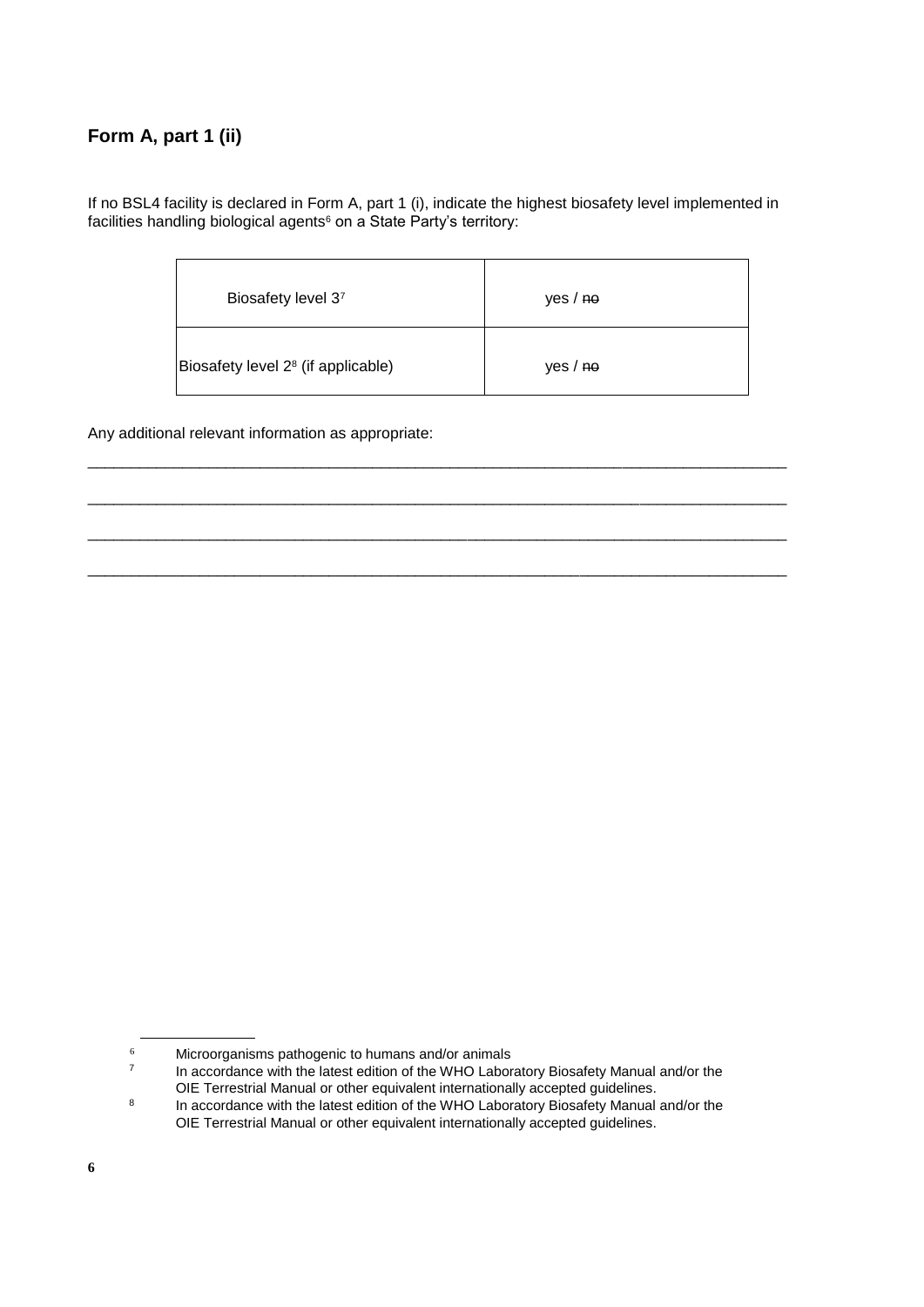## Form A, part 1 (ii)

If no BSL4 facility is declared in Form A, part 1 (i), indicate the highest biosafety level implemented in facilities handling biological agents[6] on a State Party's territory:

| Biosafety level 3[7] | yes / ~~no~~ |
|---|---|
| Biosafety level 2[8] (if applicable) | yes / ~~no~~ |

Any additional relevant information as appropriate:

\_\_\_\_\_\_\_\_\_\_\_\_\_\_\_\_\_\_\_\_\_\_\_\_\_\_\_\_\_\_\_\_\_\_\_\_\_\_\_\_\_\_\_\_\_\_\_\_\_\_\_\_\_\_\_\_\_\_\_\_\_\_\_\_\_\_\_\_\_\_\_\_\_\_\_\_\_\_

\_\_\_\_\_\_\_\_\_\_\_\_\_\_\_\_\_\_\_\_\_\_\_\_\_\_\_\_\_\_\_\_\_\_\_\_\_\_\_\_\_\_\_\_\_\_\_\_\_\_\_\_\_\_\_\_\_\_\_\_\_\_\_\_\_\_\_\_\_\_\_\_\_\_\_\_\_\_

\_\_\_\_\_\_\_\_\_\_\_\_\_\_\_\_\_\_\_\_\_\_\_\_\_\_\_\_\_\_\_\_\_\_\_\_\_\_\_\_\_\_\_\_\_\_\_\_\_\_\_\_\_\_\_\_\_\_\_\_\_\_\_\_\_\_\_\_\_\_\_\_\_\_\_\_\_\_

\_\_\_\_\_\_\_\_\_\_\_\_\_\_\_\_\_\_\_\_\_\_\_\_\_\_\_\_\_\_\_\_\_\_\_\_\_\_\_\_\_\_\_\_\_\_\_\_\_\_\_\_\_\_\_\_\_\_\_\_\_\_\_\_\_\_\_\_\_\_\_\_\_\_\_\_\_\_

---

[6] Microorganisms pathogenic to humans and/or animals

[7] In accordance with the latest edition of the WHO Laboratory Biosafety Manual and/or the OIE Terrestrial Manual or other equivalent internationally accepted guidelines.

[8] In accordance with the latest edition of the WHO Laboratory Biosafety Manual and/or the OIE Terrestrial Manual or other equivalent internationally accepted guidelines.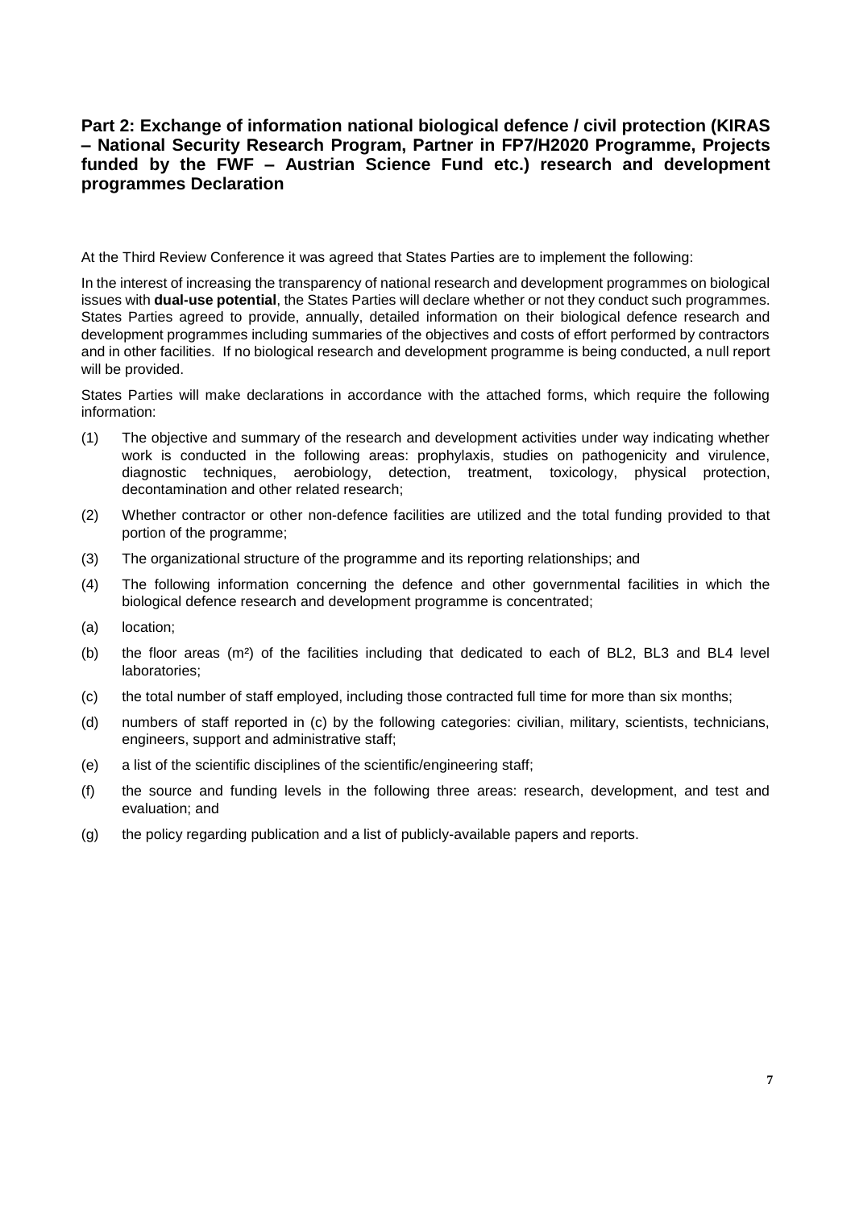## Part 2: Exchange of information national biological defence / civil protection (KIRAS – National Security Research Program, Partner in FP7/H2020 Programme, Projects funded by the FWF – Austrian Science Fund etc.) research and development programmes Declaration

At the Third Review Conference it was agreed that States Parties are to implement the following:

In the interest of increasing the transparency of national research and development programmes on biological issues with **dual-use potential**, the States Parties will declare whether or not they conduct such programmes. States Parties agreed to provide, annually, detailed information on their biological defence research and development programmes including summaries of the objectives and costs of effort performed by contractors and in other facilities. If no biological research and development programme is being conducted, a null report will be provided.

States Parties will make declarations in accordance with the attached forms, which require the following information:

(1) The objective and summary of the research and development activities under way indicating whether work is conducted in the following areas: prophylaxis, studies on pathogenicity and virulence, diagnostic techniques, aerobiology, detection, treatment, toxicology, physical protection, decontamination and other related research;

(2) Whether contractor or other non-defence facilities are utilized and the total funding provided to that portion of the programme;

(3) The organizational structure of the programme and its reporting relationships; and

(4) The following information concerning the defence and other governmental facilities in which the biological defence research and development programme is concentrated;

(a) location;

(b) the floor areas (m²) of the facilities including that dedicated to each of BL2, BL3 and BL4 level laboratories;

(c) the total number of staff employed, including those contracted full time for more than six months;

(d) numbers of staff reported in (c) by the following categories: civilian, military, scientists, technicians, engineers, support and administrative staff;

(e) a list of the scientific disciplines of the scientific/engineering staff;

(f) the source and funding levels in the following three areas: research, development, and test and evaluation; and

(g) the policy regarding publication and a list of publicly-available papers and reports.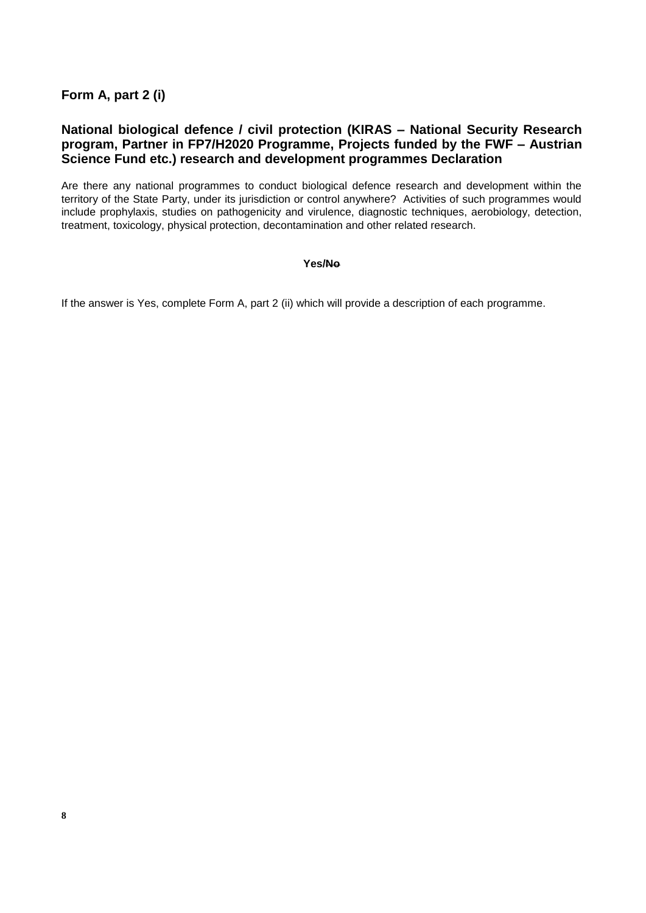## Form A, part 2 (i)

## National biological defence / civil protection (KIRAS – National Security Research program, Partner in FP7/H2020 Programme, Projects funded by the FWF – Austrian Science Fund etc.) research and development programmes Declaration

Are there any national programmes to conduct biological defence research and development within the territory of the State Party, under its jurisdiction or control anywhere? Activities of such programmes would include prophylaxis, studies on pathogenicity and virulence, diagnostic techniques, aerobiology, detection, treatment, toxicology, physical protection, decontamination and other related research.

**Yes/~~No~~**

If the answer is Yes, complete Form A, part 2 (ii) which will provide a description of each programme.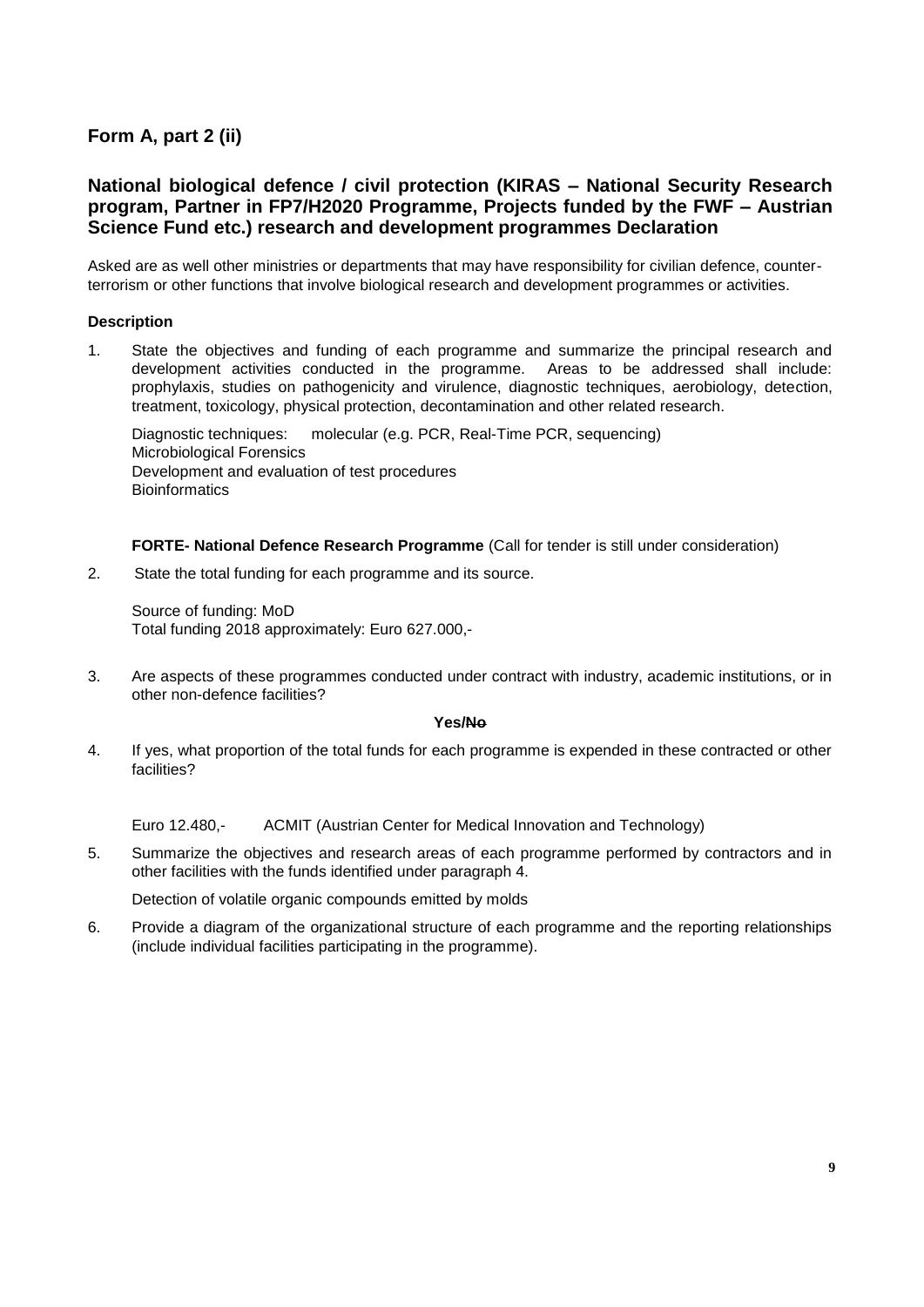## Form A, part 2 (ii)

### National biological defence / civil protection (KIRAS – National Security Research program, Partner in FP7/H2020 Programme, Projects funded by the FWF – Austrian Science Fund etc.) research and development programmes Declaration

Asked are as well other ministries or departments that may have responsibility for civilian defence, counter-terrorism or other functions that involve biological research and development programmes or activities.

**Description**

1. State the objectives and funding of each programme and summarize the principal research and development activities conducted in the programme. Areas to be addressed shall include: prophylaxis, studies on pathogenicity and virulence, diagnostic techniques, aerobiology, detection, treatment, toxicology, physical protection, decontamination and other related research.

   Diagnostic techniques: molecular (e.g. PCR, Real-Time PCR, sequencing)
   Microbiological Forensics
   Development and evaluation of test procedures
   Bioinformatics

   **FORTE- National Defence Research Programme** (Call for tender is still under consideration)

2. State the total funding for each programme and its source.

   Source of funding: MoD
   Total funding 2018 approximately: Euro 627.000,-

3. Are aspects of these programmes conducted under contract with industry, academic institutions, or in other non-defence facilities?

   **Yes/~~No~~**

4. If yes, what proportion of the total funds for each programme is expended in these contracted or other facilities?

   Euro 12.480,- ACMIT (Austrian Center for Medical Innovation and Technology)

5. Summarize the objectives and research areas of each programme performed by contractors and in other facilities with the funds identified under paragraph 4.

   Detection of volatile organic compounds emitted by molds

6. Provide a diagram of the organizational structure of each programme and the reporting relationships (include individual facilities participating in the programme).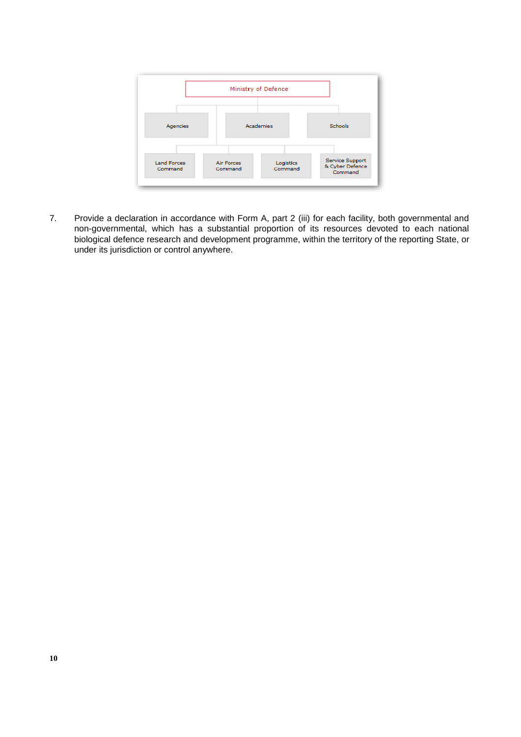Ministry of Defence

- Agencies
- Academies
- Schools

- Land Forces Command
- Air Forces Command
- Logistics Command
- Service Support & Cyber Defence Command

7. Provide a declaration in accordance with Form A, part 2 (iii) for each facility, both governmental and non-governmental, which has a substantial proportion of its resources devoted to each national biological defence research and development programme, within the territory of the reporting State, or under its jurisdiction or control anywhere.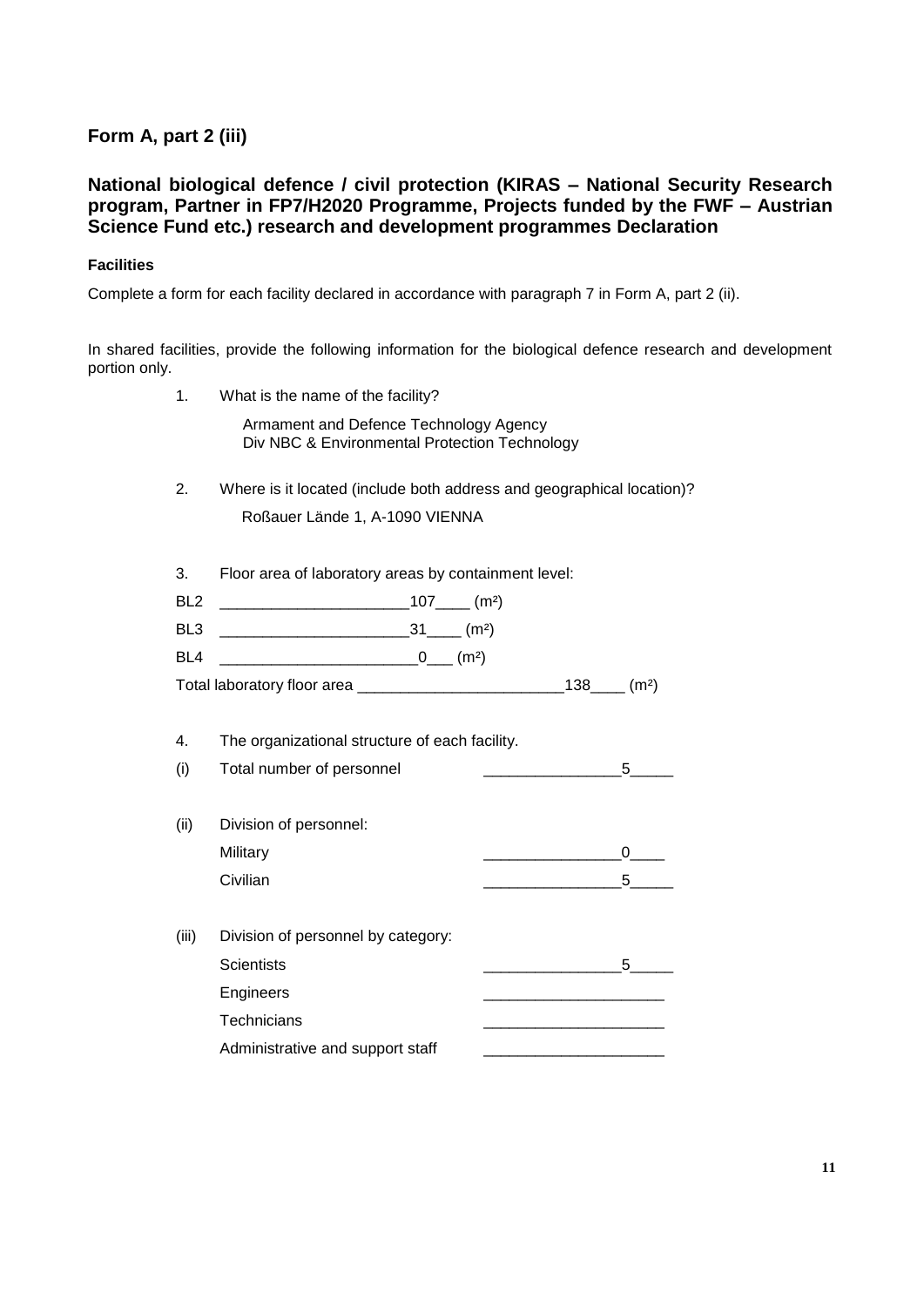## Form A, part 2 (iii)

## National biological defence / civil protection (KIRAS – National Security Research program, Partner in FP7/H2020 Programme, Projects funded by the FWF – Austrian Science Fund etc.) research and development programmes Declaration

**Facilities**

Complete a form for each facility declared in accordance with paragraph 7 in Form A, part 2 (ii).

In shared facilities, provide the following information for the biological defence research and development portion only.

1. What is the name of the facility?

   Armament and Defence Technology Agency
   Div NBC & Environmental Protection Technology

2. Where is it located (include both address and geographical location)?

   Roßauer Lände 1, A-1090 VIENNA

3. Floor area of laboratory areas by containment level:

BL2 ______________________107____ (m²)

BL3 ______________________31____ (m²)

BL4 ________________________0___ (m²)

Total laboratory floor area ________________________138____ (m²)

4. The organizational structure of each facility.

(i) Total number of personnel ________________5_____

(ii) Division of personnel:

Military ________________0____

Civilian ________________5_____

(iii) Division of personnel by category:

Scientists ________________5_____

Engineers _____________________

Technicians _____________________

Administrative and support staff _____________________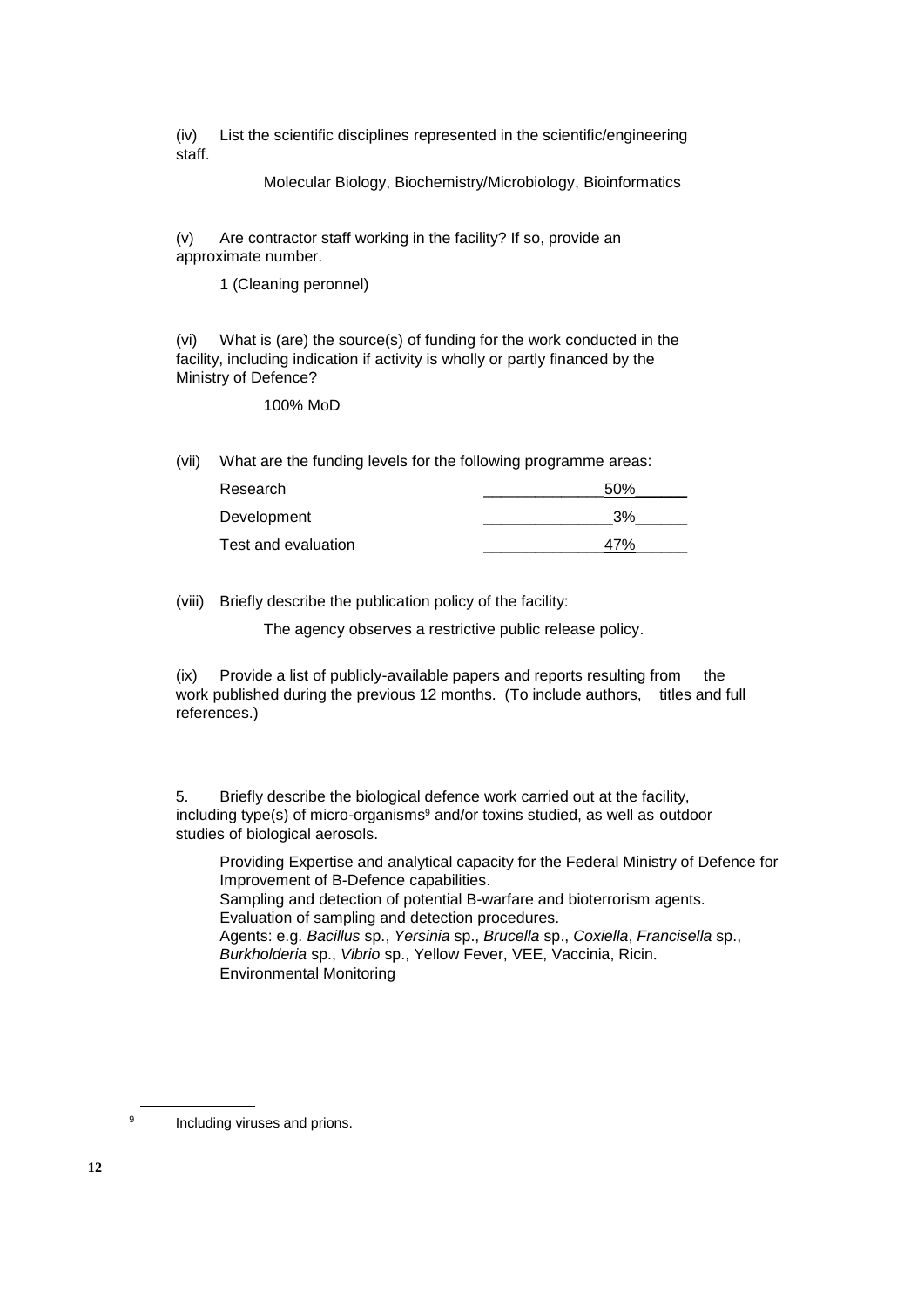(iv) List the scientific disciplines represented in the scientific/engineering staff.

Molecular Biology, Biochemistry/Microbiology, Bioinformatics

(v) Are contractor staff working in the facility? If so, provide an approximate number.

1 (Cleaning peronnel)

(vi) What is (are) the source(s) of funding for the work conducted in the facility, including indication if activity is wholly or partly financed by the Ministry of Defence?

100% MoD

(vii) What are the funding levels for the following programme areas:

| | |
|---|---|
| Research | 50% |
| Development | 3% |
| Test and evaluation | 47% |

(viii) Briefly describe the publication policy of the facility:

The agency observes a restrictive public release policy.

(ix) Provide a list of publicly-available papers and reports resulting from the work published during the previous 12 months. (To include authors, titles and full references.)

5. Briefly describe the biological defence work carried out at the facility, including type(s) of micro-organisms[9] and/or toxins studied, as well as outdoor studies of biological aerosols.

Providing Expertise and analytical capacity for the Federal Ministry of Defence for Improvement of B-Defence capabilities.
Sampling and detection of potential B-warfare and bioterrorism agents.
Evaluation of sampling and detection procedures.
Agents: e.g. *Bacillus* sp., *Yersinia* sp., *Brucella* sp., *Coxiella*, *Francisella* sp., *Burkholderia* sp., *Vibrio* sp., Yellow Fever, VEE, Vaccinia, Ricin.
Environmental Monitoring

[9] Including viruses and prions.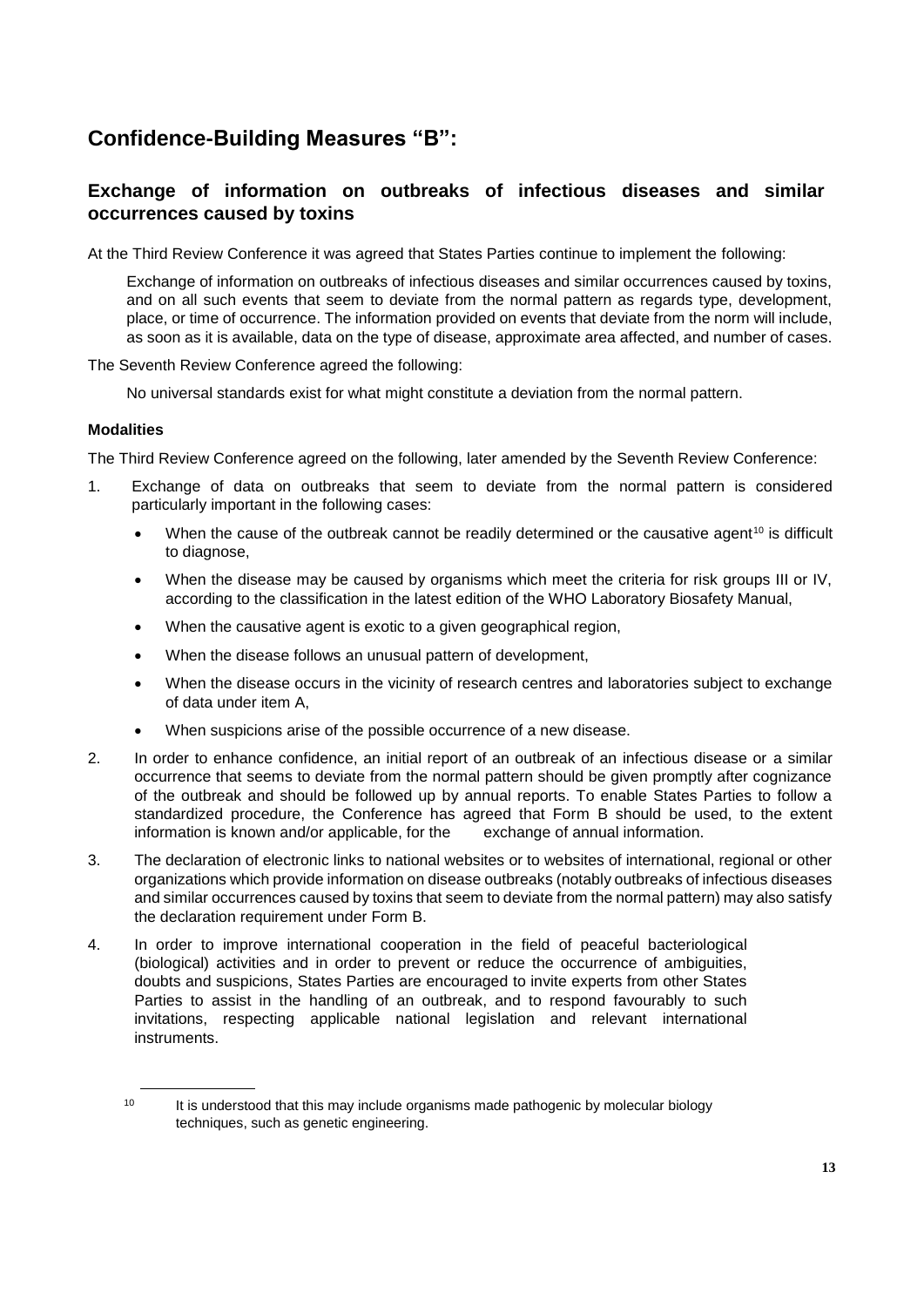## Confidence-Building Measures "B":

### Exchange of information on outbreaks of infectious diseases and similar occurrences caused by toxins

At the Third Review Conference it was agreed that States Parties continue to implement the following:

> Exchange of information on outbreaks of infectious diseases and similar occurrences caused by toxins, and on all such events that seem to deviate from the normal pattern as regards type, development, place, or time of occurrence. The information provided on events that deviate from the norm will include, as soon as it is available, data on the type of disease, approximate area affected, and number of cases.

The Seventh Review Conference agreed the following:

> No universal standards exist for what might constitute a deviation from the normal pattern.

#### Modalities

The Third Review Conference agreed on the following, later amended by the Seventh Review Conference:

1. Exchange of data on outbreaks that seem to deviate from the normal pattern is considered particularly important in the following cases:
   - When the cause of the outbreak cannot be readily determined or the causative agent[10] is difficult to diagnose,
   - When the disease may be caused by organisms which meet the criteria for risk groups III or IV, according to the classification in the latest edition of the WHO Laboratory Biosafety Manual,
   - When the causative agent is exotic to a given geographical region,
   - When the disease follows an unusual pattern of development,
   - When the disease occurs in the vicinity of research centres and laboratories subject to exchange of data under item A,
   - When suspicions arise of the possible occurrence of a new disease.
2. In order to enhance confidence, an initial report of an outbreak of an infectious disease or a similar occurrence that seems to deviate from the normal pattern should be given promptly after cognizance of the outbreak and should be followed up by annual reports. To enable States Parties to follow a standardized procedure, the Conference has agreed that Form B should be used, to the extent information is known and/or applicable, for the exchange of annual information.
3. The declaration of electronic links to national websites or to websites of international, regional or other organizations which provide information on disease outbreaks (notably outbreaks of infectious diseases and similar occurrences caused by toxins that seem to deviate from the normal pattern) may also satisfy the declaration requirement under Form B.
4. In order to improve international cooperation in the field of peaceful bacteriological (biological) activities and in order to prevent or reduce the occurrence of ambiguities, doubts and suspicions, States Parties are encouraged to invite experts from other States Parties to assist in the handling of an outbreak, and to respond favourably to such invitations, respecting applicable national legislation and relevant international instruments.

---

[10] It is understood that this may include organisms made pathogenic by molecular biology techniques, such as genetic engineering.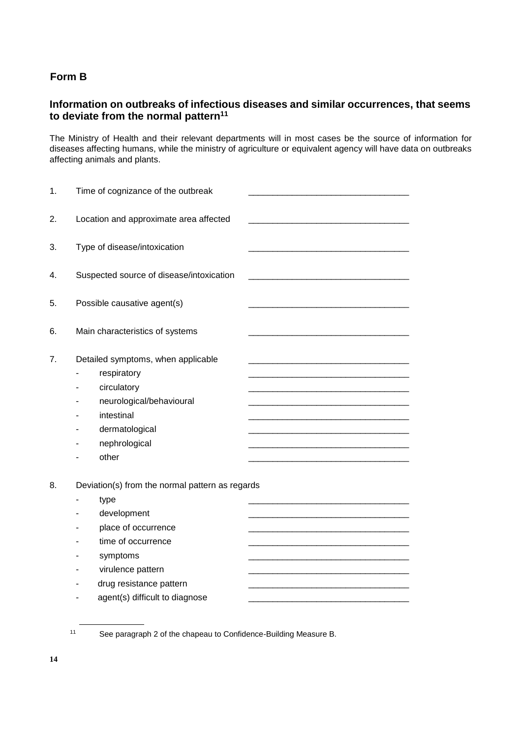## Form B

### Information on outbreaks of infectious diseases and similar occurrences, that seems to deviate from the normal pattern[11]

The Ministry of Health and their relevant departments will in most cases be the source of information for diseases affecting humans, while the ministry of agriculture or equivalent agency will have data on outbreaks affecting animals and plants.

1. Time of cognizance of the outbreak ________________________________

2. Location and approximate area affected ________________________________

3. Type of disease/intoxication ________________________________

4. Suspected source of disease/intoxication ________________________________

5. Possible causative agent(s) ________________________________

6. Main characteristics of systems ________________________________

7. Detailed symptoms, when applicable ________________________________
   - respiratory ________________________________
   - circulatory ________________________________
   - neurological/behavioural ________________________________
   - intestinal ________________________________
   - dermatological ________________________________
   - nephrological ________________________________
   - other ________________________________

8. Deviation(s) from the normal pattern as regards
   - type ________________________________
   - development ________________________________
   - place of occurrence ________________________________
   - time of occurrence ________________________________
   - symptoms ________________________________
   - virulence pattern ________________________________
   - drug resistance pattern ________________________________
   - agent(s) difficult to diagnose ________________________________

[11] See paragraph 2 of the chapeau to Confidence-Building Measure B.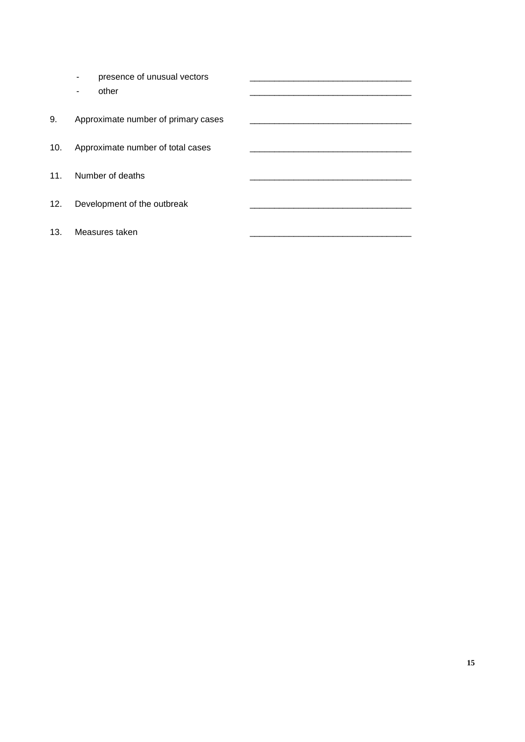- presence of unusual vectors \_\_\_\_\_\_\_\_\_\_\_\_\_\_\_\_\_\_\_\_\_\_\_\_\_\_\_\_\_\_\_\_\_\_
- other \_\_\_\_\_\_\_\_\_\_\_\_\_\_\_\_\_\_\_\_\_\_\_\_\_\_\_\_\_\_\_\_\_\_

9. Approximate number of primary cases \_\_\_\_\_\_\_\_\_\_\_\_\_\_\_\_\_\_\_\_\_\_\_\_\_\_\_\_\_\_\_\_\_\_

10. Approximate number of total cases \_\_\_\_\_\_\_\_\_\_\_\_\_\_\_\_\_\_\_\_\_\_\_\_\_\_\_\_\_\_\_\_\_\_

11. Number of deaths \_\_\_\_\_\_\_\_\_\_\_\_\_\_\_\_\_\_\_\_\_\_\_\_\_\_\_\_\_\_\_\_\_\_

12. Development of the outbreak \_\_\_\_\_\_\_\_\_\_\_\_\_\_\_\_\_\_\_\_\_\_\_\_\_\_\_\_\_\_\_\_\_\_

13. Measures taken \_\_\_\_\_\_\_\_\_\_\_\_\_\_\_\_\_\_\_\_\_\_\_\_\_\_\_\_\_\_\_\_\_\_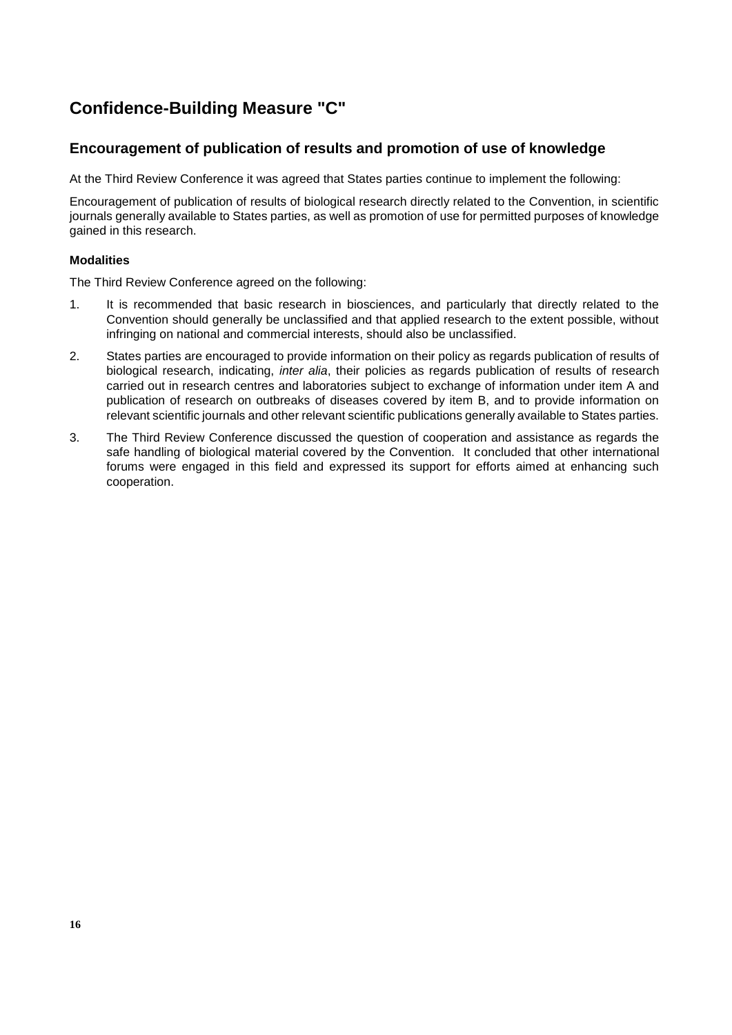# Confidence-Building Measure "C"

## Encouragement of publication of results and promotion of use of knowledge

At the Third Review Conference it was agreed that States parties continue to implement the following:

Encouragement of publication of results of biological research directly related to the Convention, in scientific journals generally available to States parties, as well as promotion of use for permitted purposes of knowledge gained in this research.

### Modalities

The Third Review Conference agreed on the following:

1. It is recommended that basic research in biosciences, and particularly that directly related to the Convention should generally be unclassified and that applied research to the extent possible, without infringing on national and commercial interests, should also be unclassified.

2. States parties are encouraged to provide information on their policy as regards publication of results of biological research, indicating, *inter alia*, their policies as regards publication of results of research carried out in research centres and laboratories subject to exchange of information under item A and publication of research on outbreaks of diseases covered by item B, and to provide information on relevant scientific journals and other relevant scientific publications generally available to States parties.

3. The Third Review Conference discussed the question of cooperation and assistance as regards the safe handling of biological material covered by the Convention. It concluded that other international forums were engaged in this field and expressed its support for efforts aimed at enhancing such cooperation.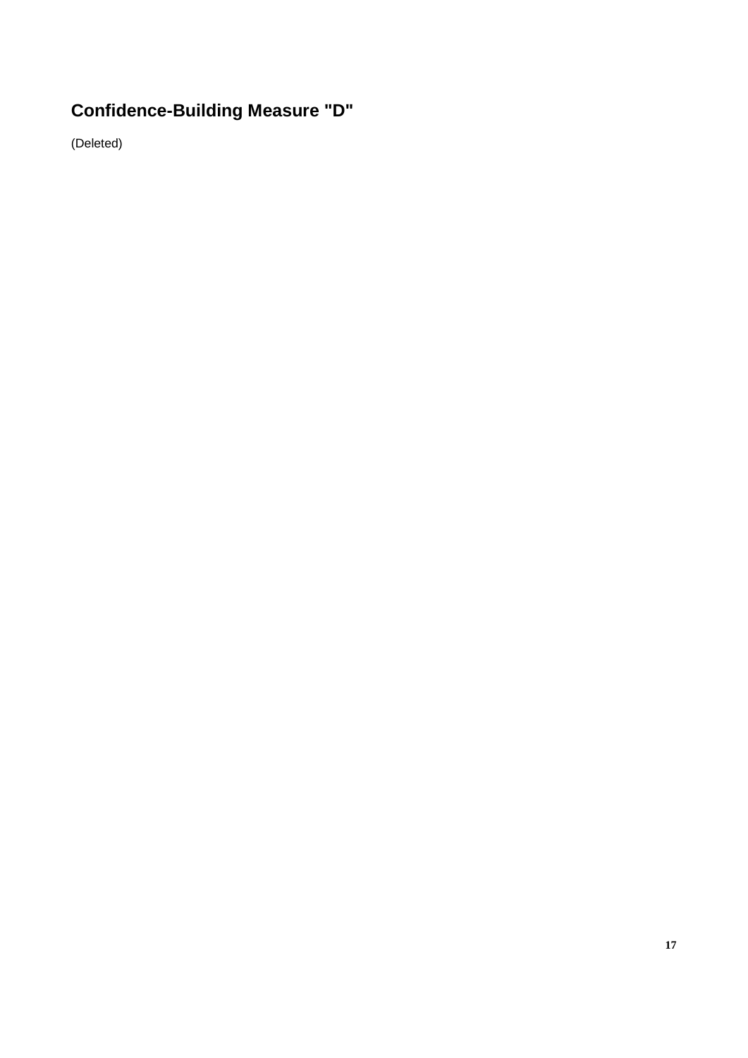## Confidence-Building Measure "D"

(Deleted)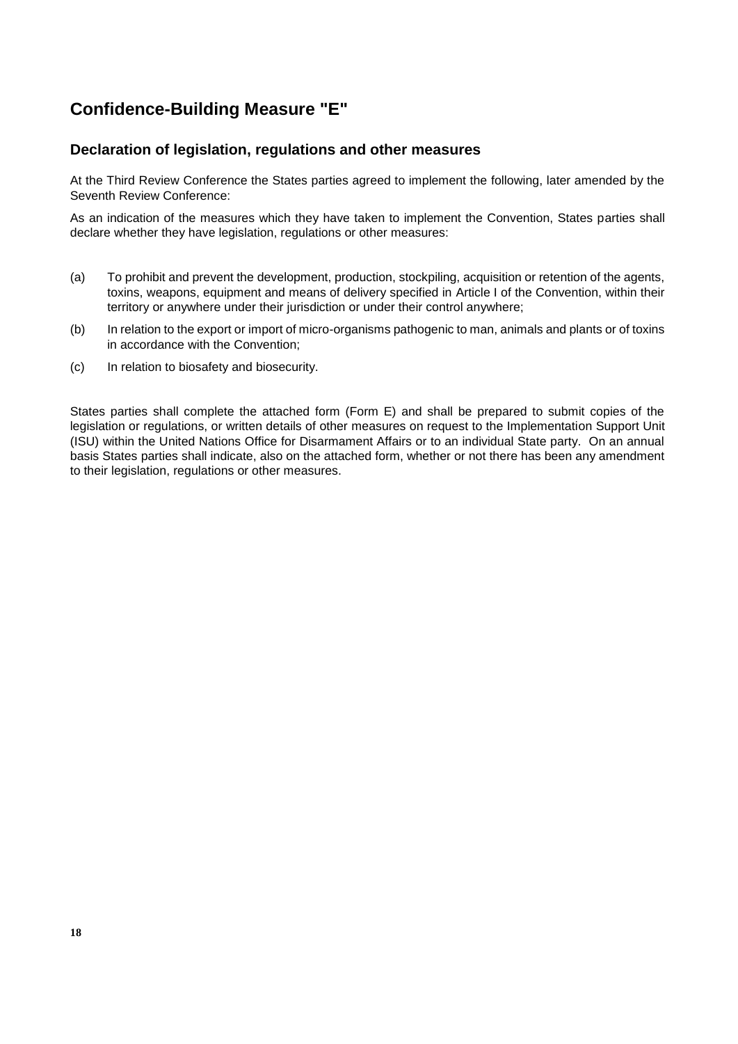# Confidence-Building Measure "E"

## Declaration of legislation, regulations and other measures

At the Third Review Conference the States parties agreed to implement the following, later amended by the Seventh Review Conference:

As an indication of the measures which they have taken to implement the Convention, States parties shall declare whether they have legislation, regulations or other measures:

(a) To prohibit and prevent the development, production, stockpiling, acquisition or retention of the agents, toxins, weapons, equipment and means of delivery specified in Article I of the Convention, within their territory or anywhere under their jurisdiction or under their control anywhere;

(b) In relation to the export or import of micro-organisms pathogenic to man, animals and plants or of toxins in accordance with the Convention;

(c) In relation to biosafety and biosecurity.

States parties shall complete the attached form (Form E) and shall be prepared to submit copies of the legislation or regulations, or written details of other measures on request to the Implementation Support Unit (ISU) within the United Nations Office for Disarmament Affairs or to an individual State party. On an annual basis States parties shall indicate, also on the attached form, whether or not there has been any amendment to their legislation, regulations or other measures.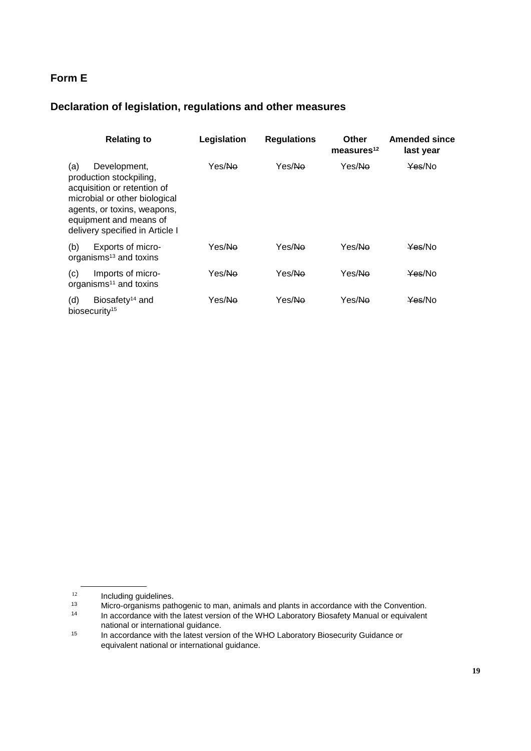## Form E

### Declaration of legislation, regulations and other measures

| Relating to | Legislation | Regulations | Other measures[12] | Amended since last year |
|---|---|---|---|---|
| (a) Development, production stockpiling, acquisition or retention of microbial or other biological agents, or toxins, weapons, equipment and means of delivery specified in Article I | Yes/~~No~~ | Yes/~~No~~ | Yes/~~No~~ | ~~Yes~~/No |
| (b) Exports of micro-organisms[13] and toxins | Yes/~~No~~ | Yes/~~No~~ | Yes/~~No~~ | ~~Yes~~/No |
| (c) Imports of micro-organisms[11] and toxins | Yes/~~No~~ | Yes/~~No~~ | Yes/~~No~~ | ~~Yes~~/No |
| (d) Biosafety[14] and biosecurity[15] | Yes/~~No~~ | Yes/~~No~~ | Yes/~~No~~ | ~~Yes~~/No |

---

[12] Including guidelines.

[13] Micro-organisms pathogenic to man, animals and plants in accordance with the Convention.

[14] In accordance with the latest version of the WHO Laboratory Biosafety Manual or equivalent national or international guidance.

[15] In accordance with the latest version of the WHO Laboratory Biosecurity Guidance or equivalent national or international guidance.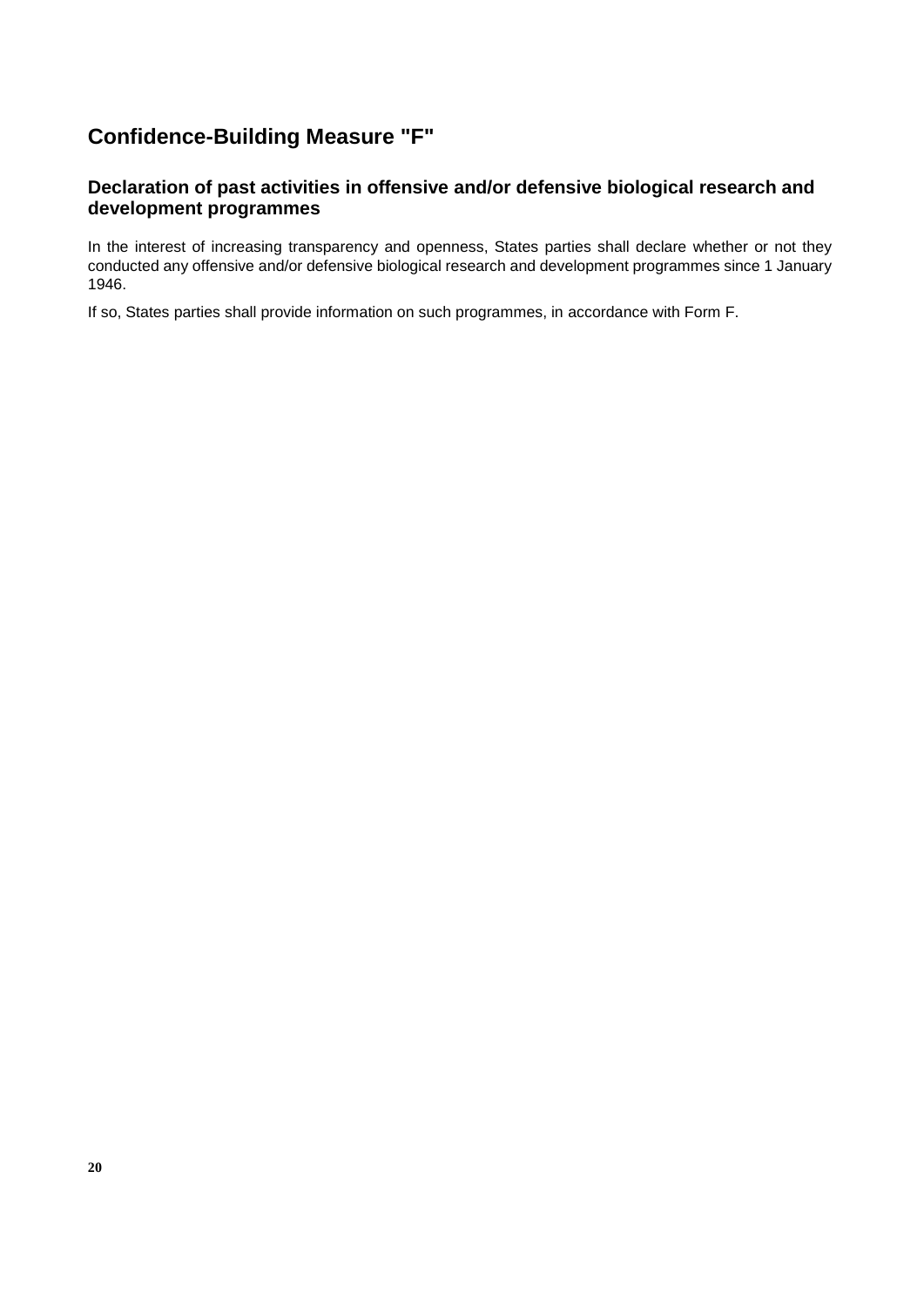## Confidence-Building Measure "F"

### Declaration of past activities in offensive and/or defensive biological research and development programmes

In the interest of increasing transparency and openness, States parties shall declare whether or not they conducted any offensive and/or defensive biological research and development programmes since 1 January 1946.

If so, States parties shall provide information on such programmes, in accordance with Form F.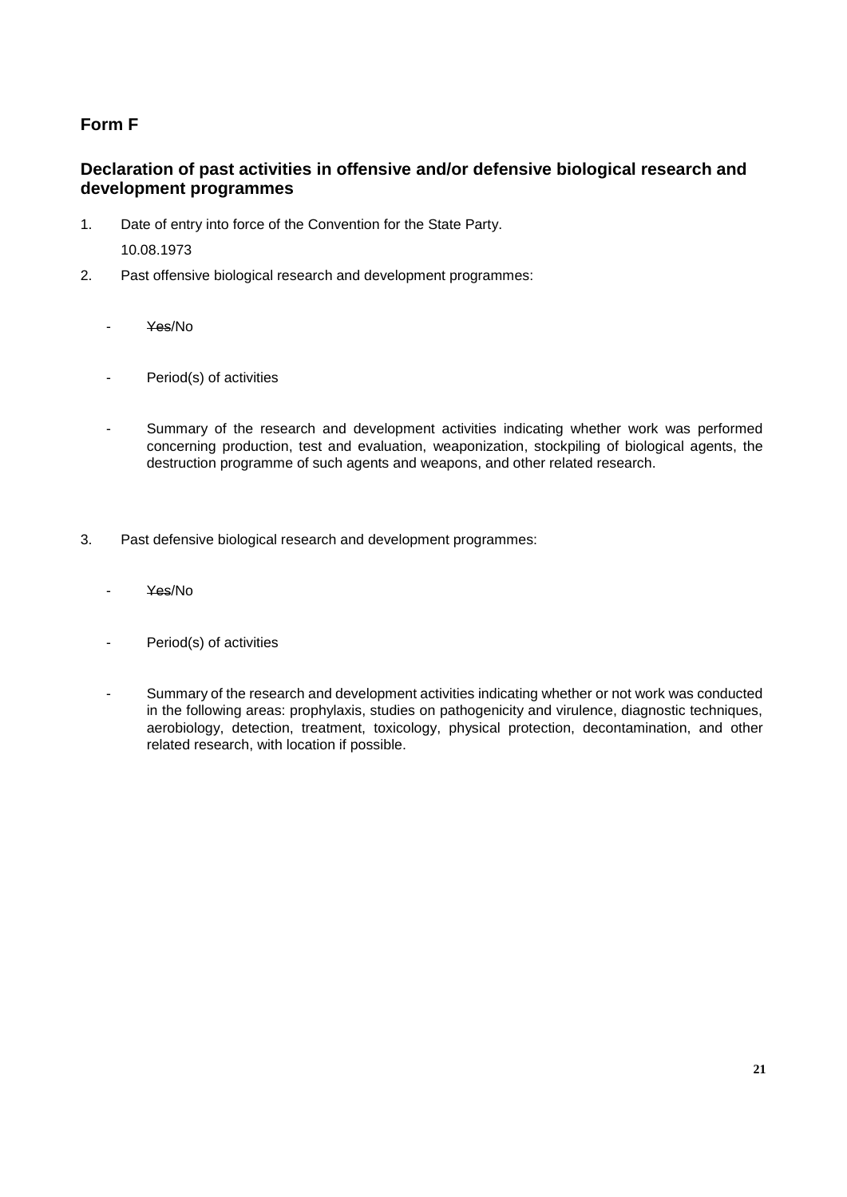## Form F

### Declaration of past activities in offensive and/or defensive biological research and development programmes

1. Date of entry into force of the Convention for the State Party.

   10.08.1973

2. Past offensive biological research and development programmes:

   - ~~Yes~~/No

   - Period(s) of activities

   - Summary of the research and development activities indicating whether work was performed concerning production, test and evaluation, weaponization, stockpiling of biological agents, the destruction programme of such agents and weapons, and other related research.

3. Past defensive biological research and development programmes:

   - ~~Yes~~/No

   - Period(s) of activities

   - Summary of the research and development activities indicating whether or not work was conducted in the following areas: prophylaxis, studies on pathogenicity and virulence, diagnostic techniques, aerobiology, detection, treatment, toxicology, physical protection, decontamination, and other related research, with location if possible.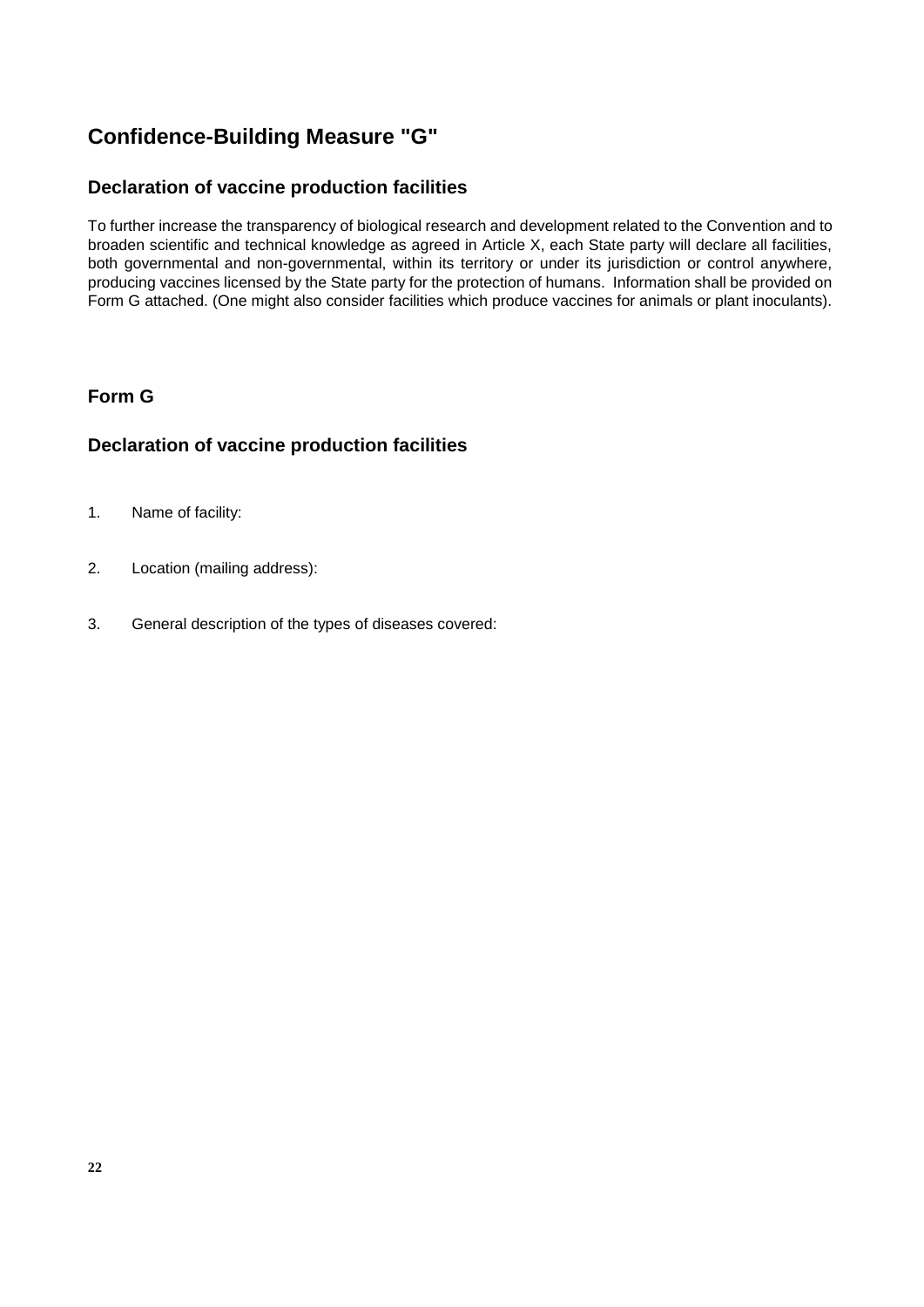# Confidence-Building Measure "G"

## Declaration of vaccine production facilities

To further increase the transparency of biological research and development related to the Convention and to broaden scientific and technical knowledge as agreed in Article X, each State party will declare all facilities, both governmental and non-governmental, within its territory or under its jurisdiction or control anywhere, producing vaccines licensed by the State party for the protection of humans. Information shall be provided on Form G attached. (One might also consider facilities which produce vaccines for animals or plant inoculants).

## Form G

## Declaration of vaccine production facilities

1. Name of facility:

2. Location (mailing address):

3. General description of the types of diseases covered: